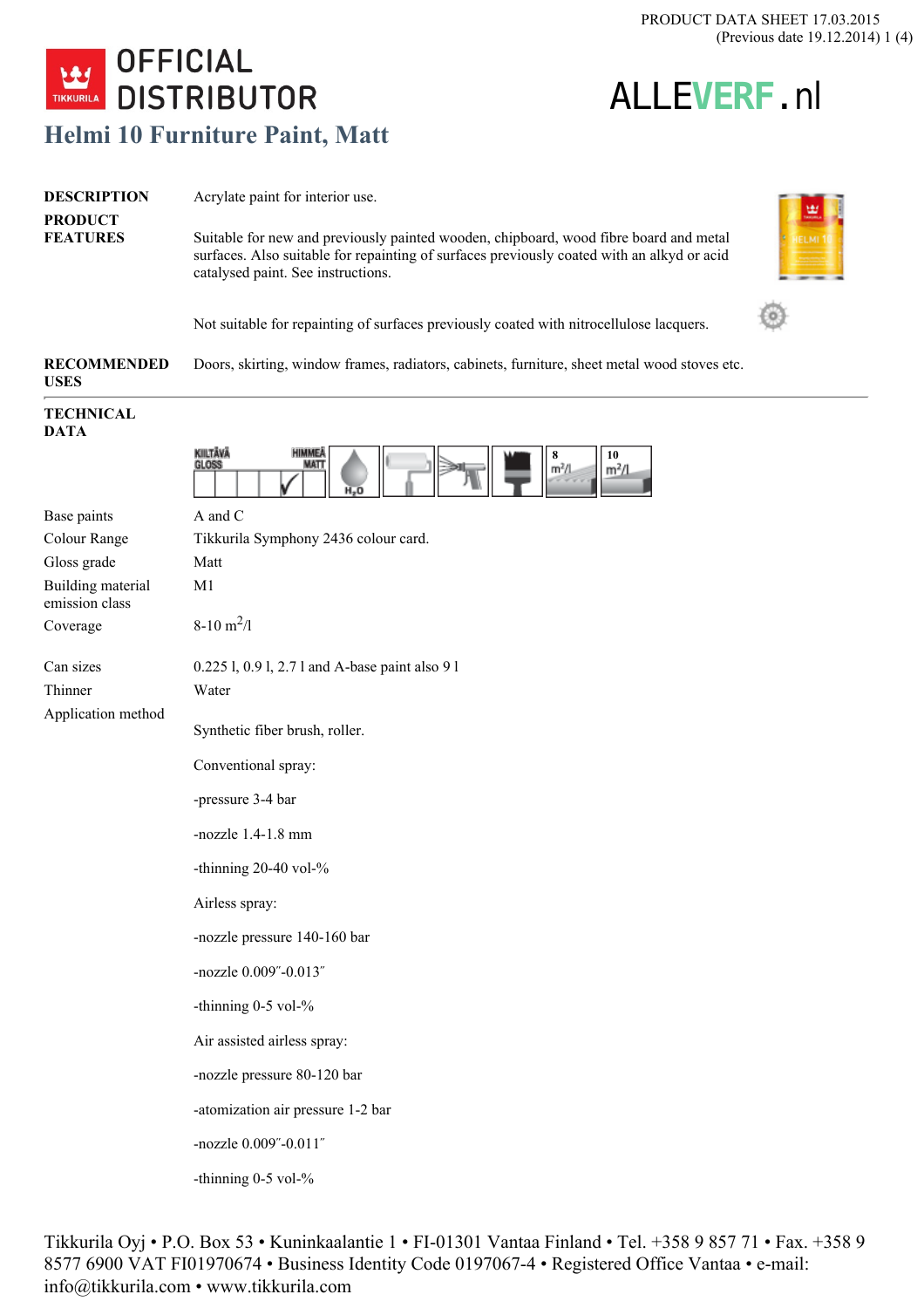PRODUCT DATA SHEET 17.03.2015
(Previous date 19.12.2014)

OFFICIAL DISTRIBUTOR

ALLEVERF.nl

# Helmi 10 Furniture Paint, Matt

**DESCRIPTION**

Acrylate paint for interior use.

**PRODUCT FEATURES**

Suitable for new and previously painted wooden, chipboard, wood fibre board and metal surfaces. Also suitable for repainting of surfaces previously coated with an alkyd or acid catalysed paint. See instructions.

Not suitable for repainting of surfaces previously coated with nitrocellulose lacquers.

**RECOMMENDED USES**

Doors, skirting, window frames, radiators, cabinets, furniture, sheet metal wood stoves etc.

---

**TECHNICAL DATA**

| | |
|---|---|
| Base paints | A and C |
| Colour Range | Tikkurila Symphony 2436 colour card. |
| Gloss grade | Matt |
| Building material emission class | M1 |
| Coverage | 8-10 $m^2$/l |
| Can sizes | 0.225 l, 0.9 l, 2.7 l and A-base paint also 9 l |
| Thinner | Water |
| Application method | Synthetic fiber brush, roller. |

Conventional spray:

-pressure 3-4 bar

-nozzle 1.4-1.8 mm

-thinning 20-40 vol-%

Airless spray:

-nozzle pressure 140-160 bar

-nozzle 0.009″-0.013″

-thinning 0-5 vol-%

Air assisted airless spray:

-nozzle pressure 80-120 bar

-atomization air pressure 1-2 bar

-nozzle 0.009″-0.011″

-thinning 0-5 vol-%

Tikkurila Oyj • P.O. Box 53 • Kuninkaalantie 1 • FI-01301 Vantaa Finland • Tel. +358 9 857 71 • Fax. +358 9 8577 6900 VAT FI01970674 • Business Identity Code 0197067-4 • Registered Office Vantaa • e-mail: info@tikkurila.com • www.tikkurila.com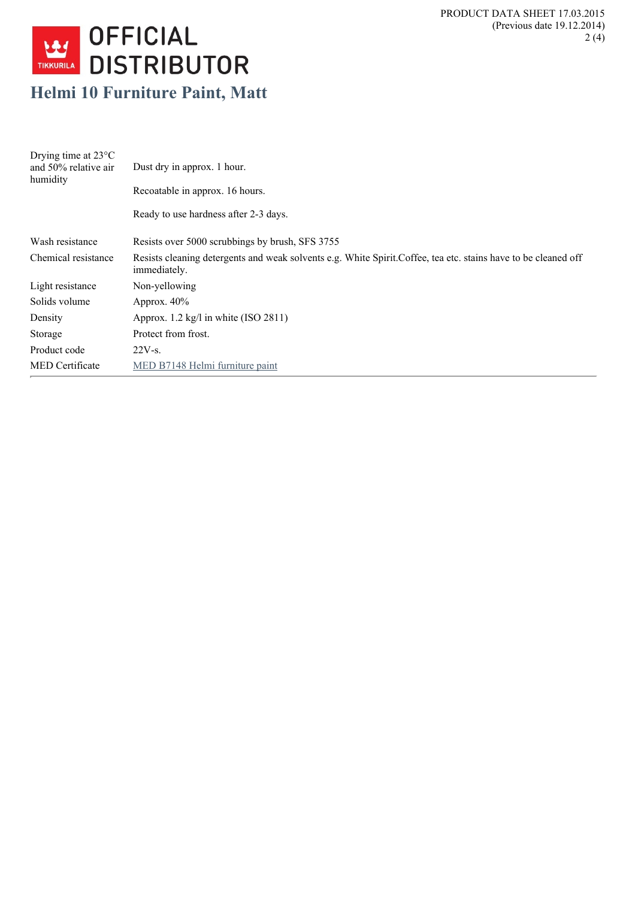# Helmi 10 Furniture Paint, Matt

| | |
|---|---|
| Drying time at 23°C and 50% relative air humidity | Dust dry in approx. 1 hour.<br><br>Recoatable in approx. 16 hours.<br><br>Ready to use hardness after 2-3 days. |
| Wash resistance | Resists over 5000 scrubbings by brush, SFS 3755 |
| Chemical resistance | Resists cleaning detergents and weak solvents e.g. White Spirit.Coffee, tea etc. stains have to be cleaned off immediately. |
| Light resistance | Non-yellowing |
| Solids volume | Approx. 40% |
| Density | Approx. 1.2 kg/l in white (ISO 2811) |
| Storage | Protect from frost. |
| Product code | 22V-s. |
| MED Certificate | MED B7148 Helmi furniture paint |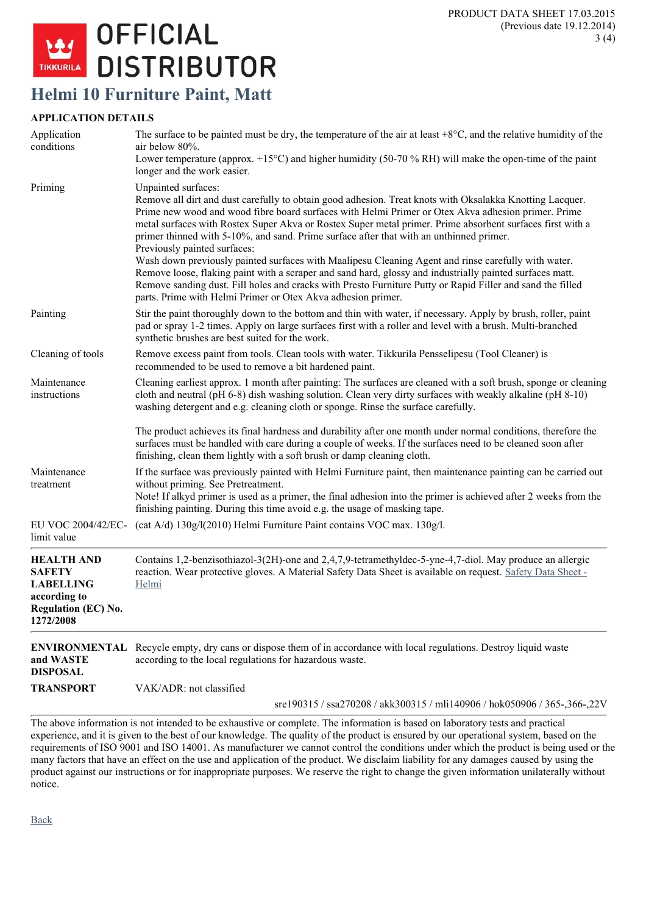# OFFICIAL DISTRIBUTOR

## Helmi 10 Furniture Paint, Matt

### APPLICATION DETAILS

| | |
|---|---|
| Application conditions | The surface to be painted must be dry, the temperature of the air at least +8°C, and the relative humidity of the air below 80%. Lower temperature (approx. +15°C) and higher humidity (50-70 % RH) will make the open-time of the paint longer and the work easier. |
| Priming | Unpainted surfaces: Remove all dirt and dust carefully to obtain good adhesion. Treat knots with Oksalakka Knotting Lacquer. Prime new wood and wood fibre board surfaces with Helmi Primer or Otex Akva adhesion primer. Prime metal surfaces with Rostex Super Akva or Rostex Super metal primer. Prime absorbent surfaces first with a primer thinned with 5-10%, and sand. Prime surface after that with an unthinned primer. Previously painted surfaces: Wash down previously painted surfaces with Maalipesu Cleaning Agent and rinse carefully with water. Remove loose, flaking paint with a scraper and sand hard, glossy and industrially painted surfaces matt. Remove sanding dust. Fill holes and cracks with Presto Furniture Putty or Rapid Filler and sand the filled parts. Prime with Helmi Primer or Otex Akva adhesion primer. |
| Painting | Stir the paint thoroughly down to the bottom and thin with water, if necessary. Apply by brush, roller, paint pad or spray 1-2 times. Apply on large surfaces first with a roller and level with a brush. Multi-branched synthetic brushes are best suited for the work. |
| Cleaning of tools | Remove excess paint from tools. Clean tools with water. Tikkurila Pensselipesu (Tool Cleaner) is recommended to be used to remove a bit hardened paint. |
| Maintenance instructions | Cleaning earliest approx. 1 month after painting: The surfaces are cleaned with a soft brush, sponge or cleaning cloth and neutral (pH 6-8) dish washing solution. Clean very dirty surfaces with weakly alkaline (pH 8-10) washing detergent and e.g. cleaning cloth or sponge. Rinse the surface carefully.<br><br>The product achieves its final hardness and durability after one month under normal conditions, therefore the surfaces must be handled with care during a couple of weeks. If the surfaces need to be cleaned soon after finishing, clean them lightly with a soft brush or damp cleaning cloth. |
| Maintenance treatment | If the surface was previously painted with Helmi Furniture paint, then maintenance painting can be carried out without priming. See Pretreatment. Note! If alkyd primer is used as a primer, the final adhesion into the primer is achieved after 2 weeks from the finishing painting. During this time avoid e.g. the usage of masking tape. |
| EU VOC 2004/42/EC-limit value | (cat A/d) 130g/l(2010) Helmi Furniture Paint contains VOC max. 130g/l. |

| | |
|---|---|
| **HEALTH AND SAFETY LABELLING according to Regulation (EC) No. 1272/2008** | Contains 1,2-benzisothiazol-3(2H)-one and 2,4,7,9-tetramethyldec-5-yne-4,7-diol. May produce an allergic reaction. Wear protective gloves. A Material Safety Data Sheet is available on request. Safety Data Sheet - Helmi |
| **ENVIRONMENTAL and WASTE DISPOSAL** | Recycle empty, dry cans or dispose them of in accordance with local regulations. Destroy liquid waste according to the local regulations for hazardous waste. |
| **TRANSPORT** | VAK/ADR: not classified |

sre190315 / ssa270208 / akk300315 / mli140906 / hok050906 / 365-,366-,22V

The above information is not intended to be exhaustive or complete. The information is based on laboratory tests and practical experience, and it is given to the best of our knowledge. The quality of the product is ensured by our operational system, based on the requirements of ISO 9001 and ISO 14001. As manufacturer we cannot control the conditions under which the product is being used or the many factors that have an effect on the use and application of the product. We disclaim liability for any damages caused by using the product against our instructions or for inappropriate purposes. We reserve the right to change the given information unilaterally without notice.

Back